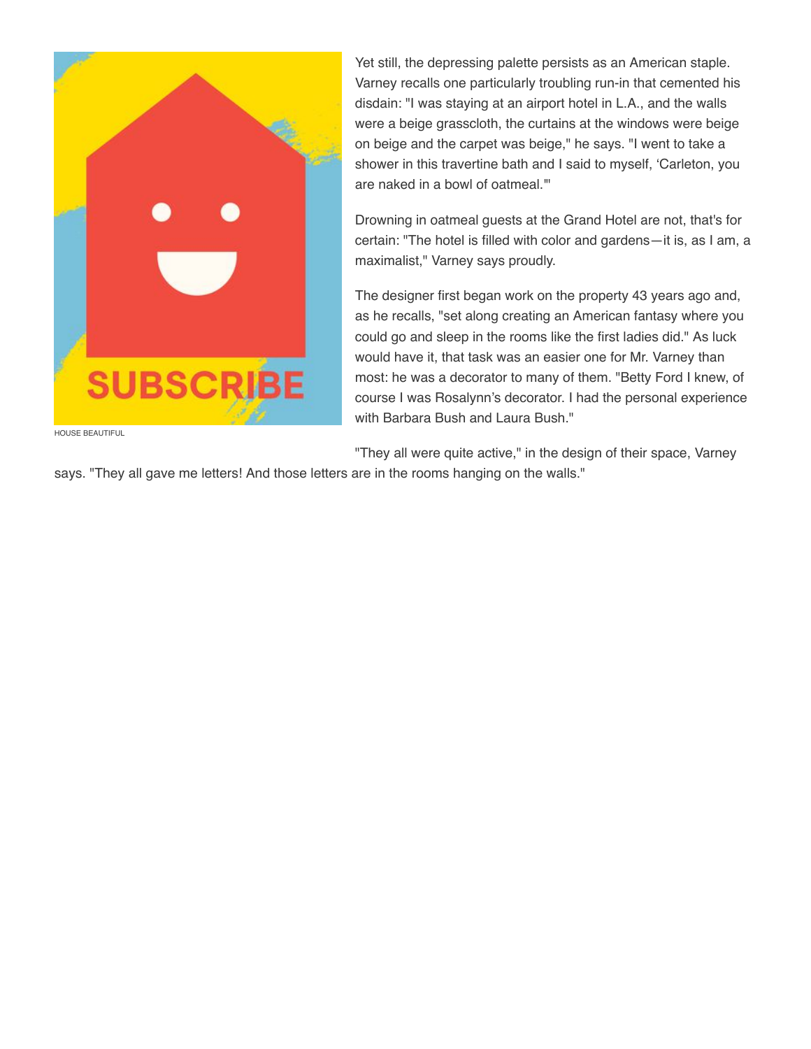HOUSE BEAUTIFUL

Yet still, the depressing palette persists as an American staple. Varney recalls one particularly troubling run-in that cemented his disdain: "I was staying at an airport hotel in L.A., and the walls were a beige grasscloth, the curtains at the windows were beige on beige and the carpet was beige," he says. "I went to take a shower in this travertine bath and I said to myself, 'Carleton, you are naked in a bowl of oatmeal.'"

Drowning in oatmeal guests at the Grand Hotel are not, that's for certain: "The hotel is filled with color and gardens—it is, as I am, a maximalist," Varney says proudly.

The designer first began work on the property 43 years ago and, as he recalls, "set along creating an American fantasy where you could go and sleep in the rooms like the first ladies did." As luck would have it, that task was an easier one for Mr. Varney than most: he was a decorator to many of them. "Betty Ford I knew, of course I was Rosalynn's decorator. I had the personal experience with Barbara Bush and Laura Bush."

"They all were quite active," in the design of their space, Varney says. "They all gave me letters! And those letters are in the rooms hanging on the walls."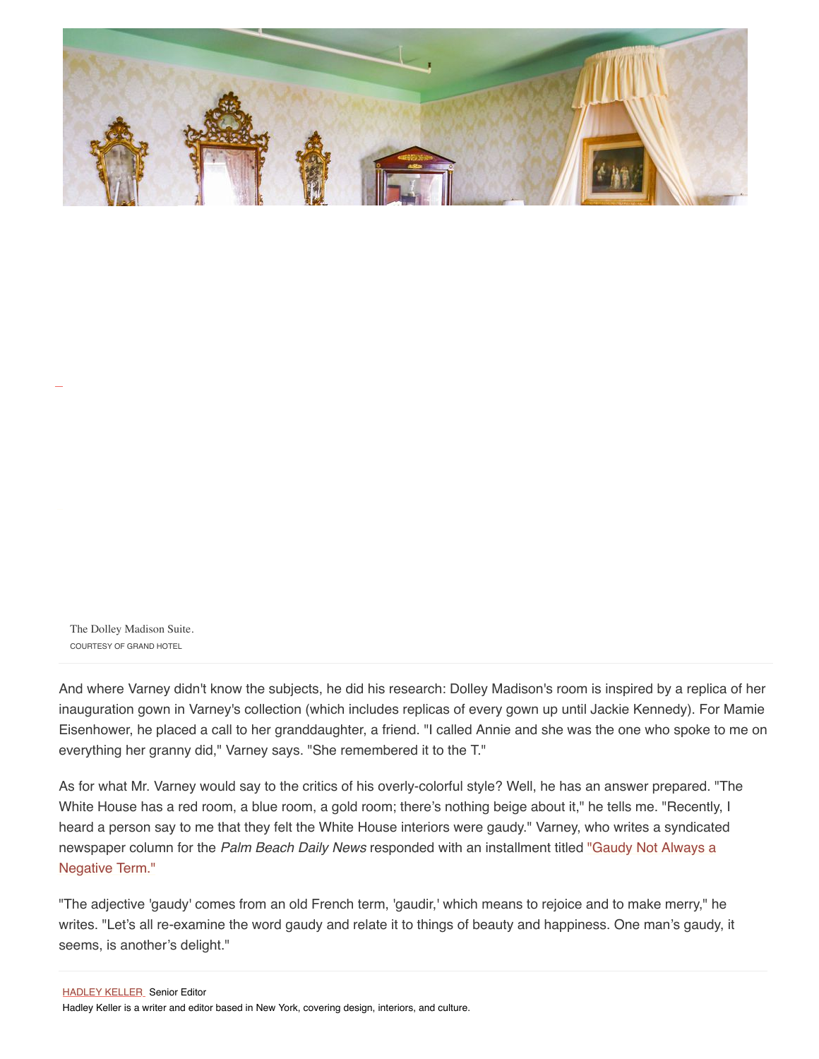The Dolley Madison Suite.
COURTESY OF GRAND HOTEL

And where Varney didn't know the subjects, he did his research: Dolley Madison's room is inspired by a replica of her inauguration gown in Varney's collection (which includes replicas of every gown up until Jackie Kennedy). For Mamie Eisenhower, he placed a call to her granddaughter, a friend. "I called Annie and she was the one who spoke to me on everything her granny did," Varney says. "She remembered it to the T."

As for what Mr. Varney would say to the critics of his overly-colorful style? Well, he has an answer prepared. "The White House has a red room, a blue room, a gold room; there's nothing beige about it," he tells me. "Recently, I heard a person say to me that they felt the White House interiors were gaudy." Varney, who writes a syndicated newspaper column for the *Palm Beach Daily News* responded with an installment titled "Gaudy Not Always a Negative Term."

"The adjective 'gaudy' comes from an old French term, 'gaudir,' which means to rejoice and to make merry," he writes. "Let's all re-examine the word gaudy and relate it to things of beauty and happiness. One man's gaudy, it seems, is another's delight."

HADLEY KELLER Senior Editor
Hadley Keller is a writer and editor based in New York, covering design, interiors, and culture.